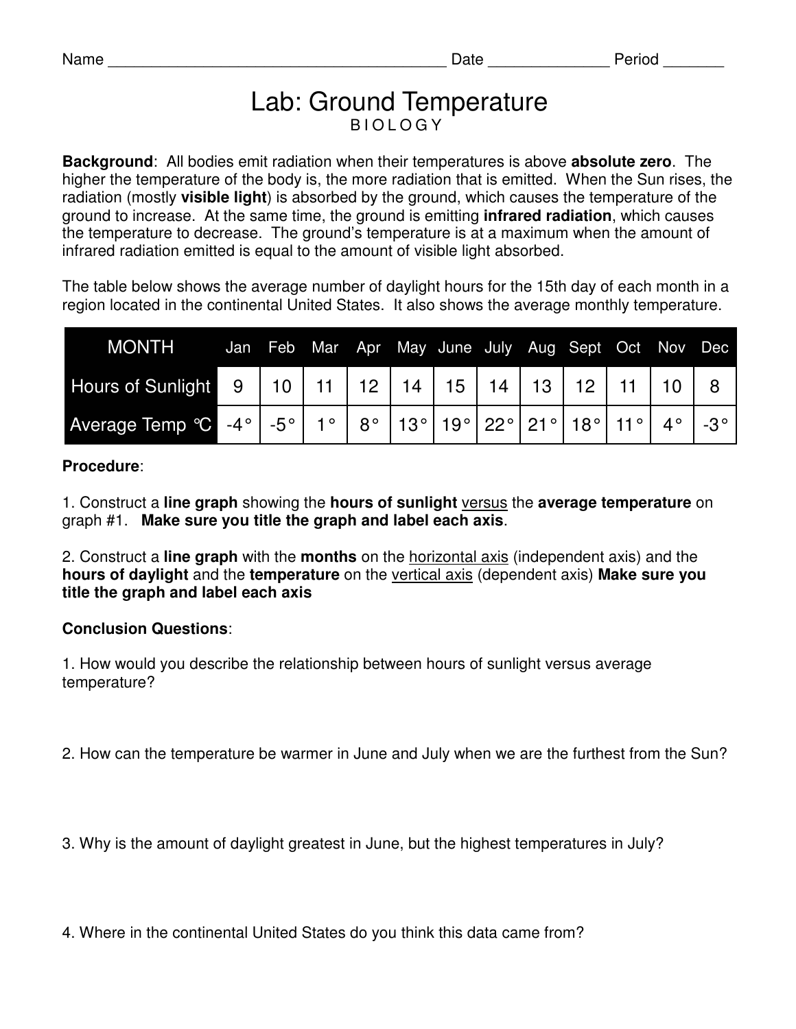Name _______________________________________ Date ______________ Period _______

# Lab: Ground Temperature

BIOLOGY

**Background**: All bodies emit radiation when their temperatures is above **absolute zero**. The higher the temperature of the body is, the more radiation that is emitted. When the Sun rises, the radiation (mostly **visible light**) is absorbed by the ground, which causes the temperature of the ground to increase. At the same time, the ground is emitting **infrared radiation**, which causes the temperature to decrease. The ground's temperature is at a maximum when the amount of infrared radiation emitted is equal to the amount of visible light absorbed.

The table below shows the average number of daylight hours for the 15th day of each month in a region located in the continental United States. It also shows the average monthly temperature.

| MONTH | Jan | Feb | Mar | Apr | May | June | July | Aug | Sept | Oct | Nov | Dec |
|---|---|---|---|---|---|---|---|---|---|---|---|---|
| Hours of Sunlight | 9 | 10 | 11 | 12 | 14 | 15 | 14 | 13 | 12 | 11 | 10 | 8 |
| Average Temp ℃ | -4° | -5° | 1° | 8° | 13° | 19° | 22° | 21° | 18° | 11° | 4° | -3° |

**Procedure**:

1. Construct a **line graph** showing the **hours of sunlight** versus the **average temperature** on graph #1. **Make sure you title the graph and label each axis**.

2. Construct a **line graph** with the **months** on the horizontal axis (independent axis) and the **hours of daylight** and the **temperature** on the vertical axis (dependent axis) **Make sure you title the graph and label each axis**

**Conclusion Questions**:

1. How would you describe the relationship between hours of sunlight versus average temperature?

2. How can the temperature be warmer in June and July when we are the furthest from the Sun?

3. Why is the amount of daylight greatest in June, but the highest temperatures in July?

4. Where in the continental United States do you think this data came from?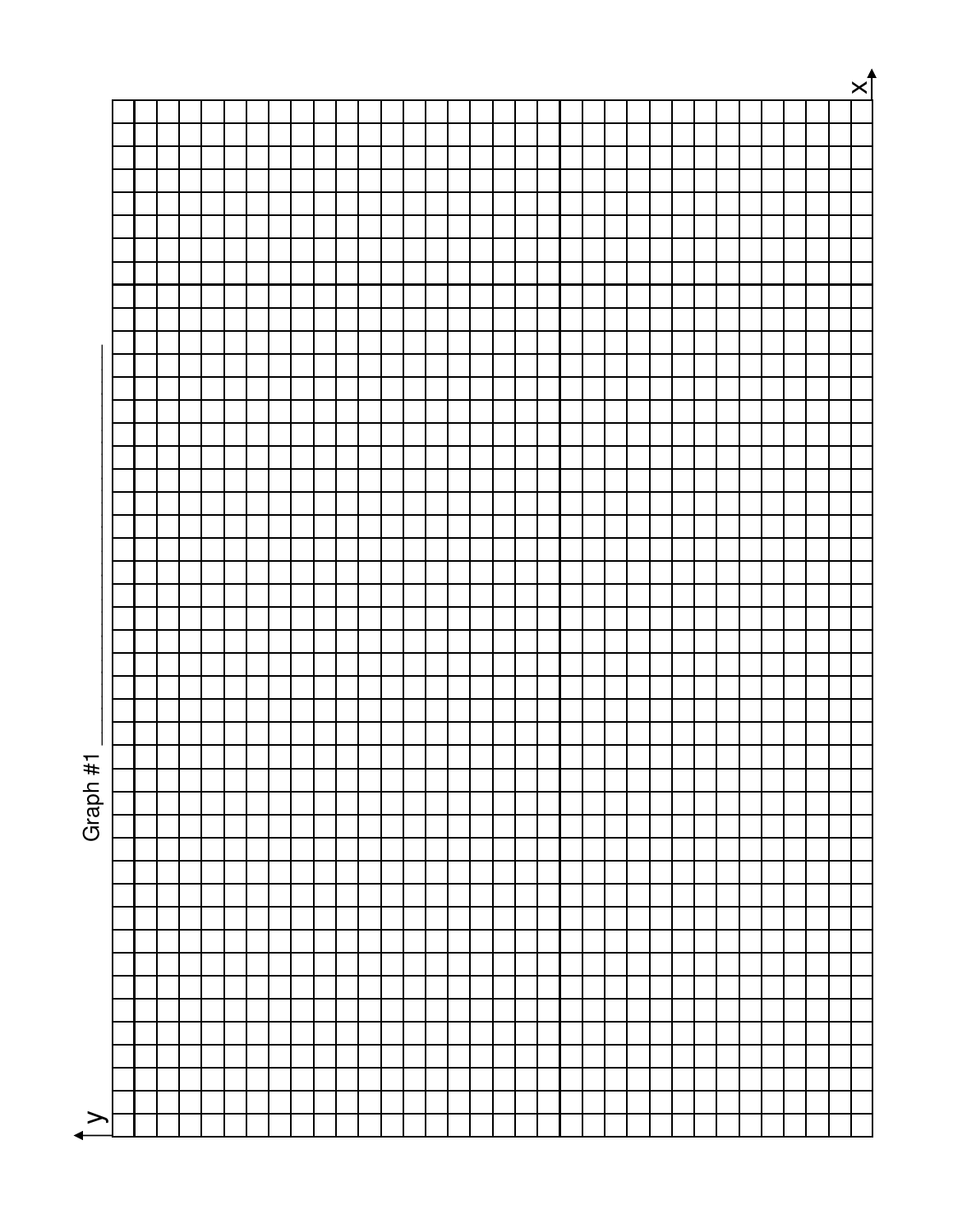Graph #1 ______________________________

y

x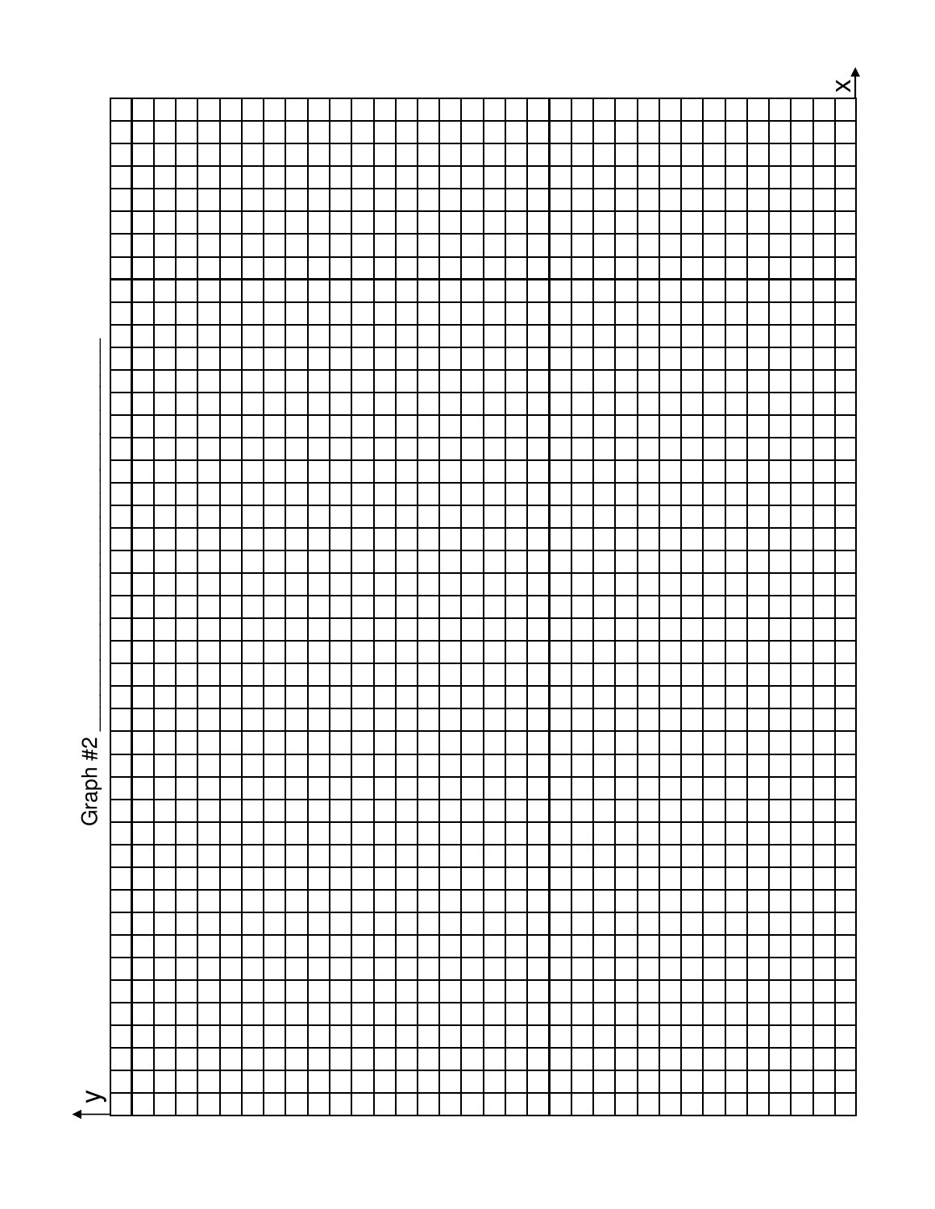Graph #2 ____________________

x

y